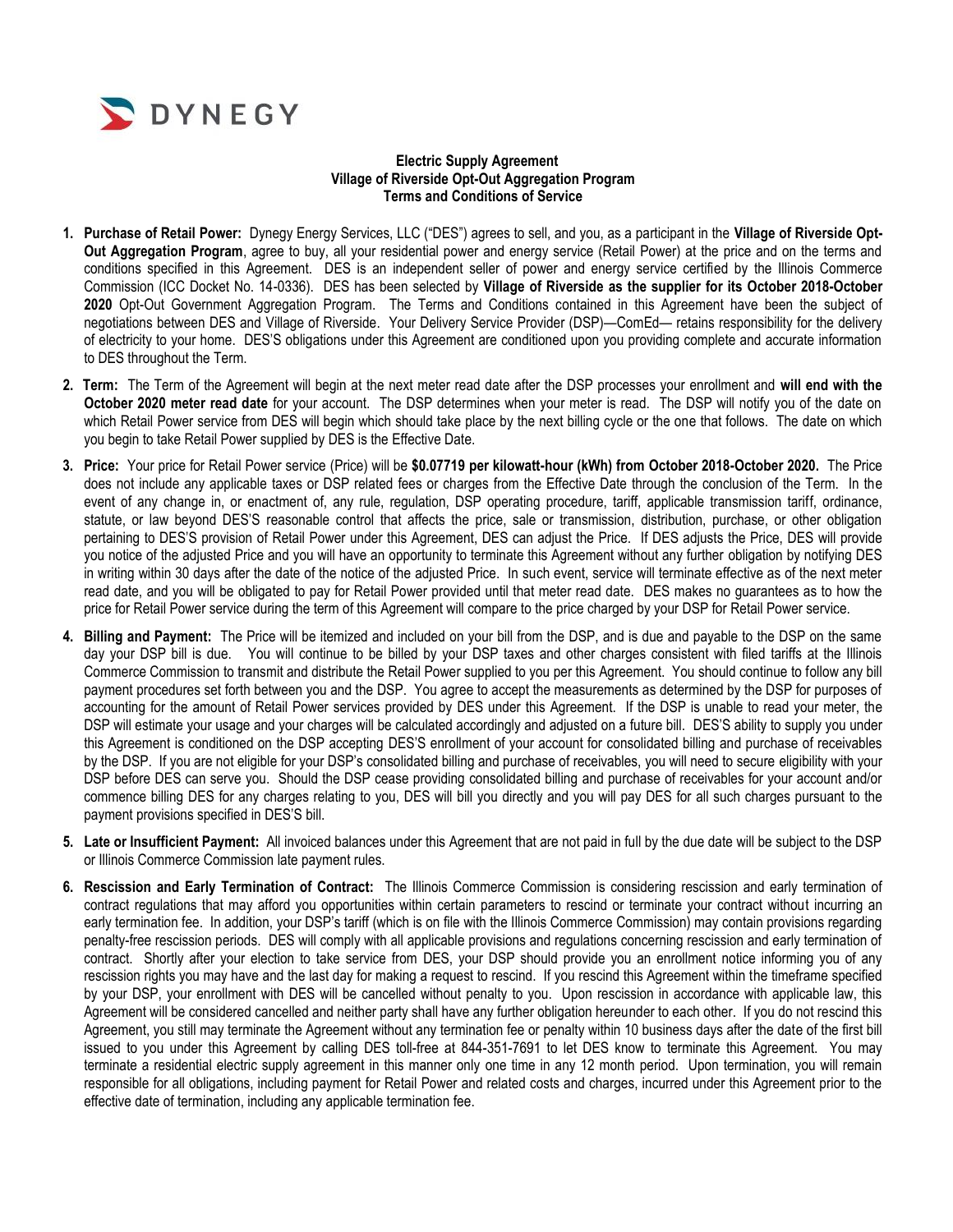DYNEGY

**Electric Supply Agreement**
**Village of Riverside Opt-Out Aggregation Program**
**Terms and Conditions of Service**

1. **Purchase of Retail Power:** Dynegy Energy Services, LLC ("DES") agrees to sell, and you, as a participant in the **Village of Riverside Opt-Out Aggregation Program**, agree to buy, all your residential power and energy service (Retail Power) at the price and on the terms and conditions specified in this Agreement. DES is an independent seller of power and energy service certified by the Illinois Commerce Commission (ICC Docket No. 14-0336). DES has been selected by **Village of Riverside as the supplier for its October 2018-October 2020** Opt-Out Government Aggregation Program. The Terms and Conditions contained in this Agreement have been the subject of negotiations between DES and Village of Riverside. Your Delivery Service Provider (DSP)—ComEd— retains responsibility for the delivery of electricity to your home. DES'S obligations under this Agreement are conditioned upon you providing complete and accurate information to DES throughout the Term.

2. **Term:** The Term of the Agreement will begin at the next meter read date after the DSP processes your enrollment and **will end with the October 2020 meter read date** for your account. The DSP determines when your meter is read. The DSP will notify you of the date on which Retail Power service from DES will begin which should take place by the next billing cycle or the one that follows. The date on which you begin to take Retail Power supplied by DES is the Effective Date.

3. **Price:** Your price for Retail Power service (Price) will be **$0.07719 per kilowatt-hour (kWh) from October 2018-October 2020.** The Price does not include any applicable taxes or DSP related fees or charges from the Effective Date through the conclusion of the Term. In the event of any change in, or enactment of, any rule, regulation, DSP operating procedure, tariff, applicable transmission tariff, ordinance, statute, or law beyond DES'S reasonable control that affects the price, sale or transmission, distribution, purchase, or other obligation pertaining to DES'S provision of Retail Power under this Agreement, DES can adjust the Price. If DES adjusts the Price, DES will provide you notice of the adjusted Price and you will have an opportunity to terminate this Agreement without any further obligation by notifying DES in writing within 30 days after the date of the notice of the adjusted Price. In such event, service will terminate effective as of the next meter read date, and you will be obligated to pay for Retail Power provided until that meter read date. DES makes no guarantees as to how the price for Retail Power service during the term of this Agreement will compare to the price charged by your DSP for Retail Power service.

4. **Billing and Payment:** The Price will be itemized and included on your bill from the DSP, and is due and payable to the DSP on the same day your DSP bill is due. You will continue to be billed by your DSP taxes and other charges consistent with filed tariffs at the Illinois Commerce Commission to transmit and distribute the Retail Power supplied to you per this Agreement. You should continue to follow any bill payment procedures set forth between you and the DSP. You agree to accept the measurements as determined by the DSP for purposes of accounting for the amount of Retail Power services provided by DES under this Agreement. If the DSP is unable to read your meter, the DSP will estimate your usage and your charges will be calculated accordingly and adjusted on a future bill. DES'S ability to supply you under this Agreement is conditioned on the DSP accepting DES'S enrollment of your account for consolidated billing and purchase of receivables by the DSP. If you are not eligible for your DSP's consolidated billing and purchase of receivables, you will need to secure eligibility with your DSP before DES can serve you. Should the DSP cease providing consolidated billing and purchase of receivables for your account and/or commence billing DES for any charges relating to you, DES will bill you directly and you will pay DES for all such charges pursuant to the payment provisions specified in DES'S bill.

5. **Late or Insufficient Payment:** All invoiced balances under this Agreement that are not paid in full by the due date will be subject to the DSP or Illinois Commerce Commission late payment rules.

6. **Rescission and Early Termination of Contract:** The Illinois Commerce Commission is considering rescission and early termination of contract regulations that may afford you opportunities within certain parameters to rescind or terminate your contract without incurring an early termination fee. In addition, your DSP's tariff (which is on file with the Illinois Commerce Commission) may contain provisions regarding penalty-free rescission periods. DES will comply with all applicable provisions and regulations concerning rescission and early termination of contract. Shortly after your election to take service from DES, your DSP should provide you an enrollment notice informing you of any rescission rights you may have and the last day for making a request to rescind. If you rescind this Agreement within the timeframe specified by your DSP, your enrollment with DES will be cancelled without penalty to you. Upon rescission in accordance with applicable law, this Agreement will be considered cancelled and neither party shall have any further obligation hereunder to each other. If you do not rescind this Agreement, you still may terminate the Agreement without any termination fee or penalty within 10 business days after the date of the first bill issued to you under this Agreement by calling DES toll-free at 844-351-7691 to let DES know to terminate this Agreement. You may terminate a residential electric supply agreement in this manner only one time in any 12 month period. Upon termination, you will remain responsible for all obligations, including payment for Retail Power and related costs and charges, incurred under this Agreement prior to the effective date of termination, including any applicable termination fee.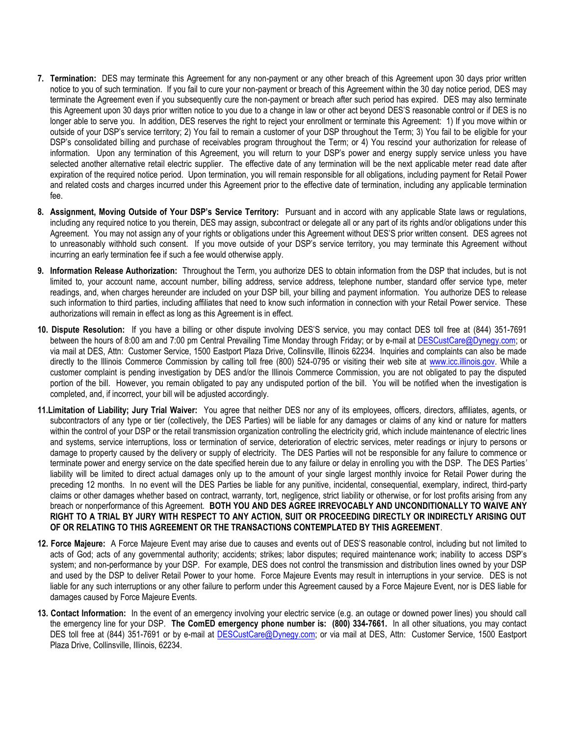7. **Termination:** DES may terminate this Agreement for any non-payment or any other breach of this Agreement upon 30 days prior written notice to you of such termination. If you fail to cure your non-payment or breach of this Agreement within the 30 day notice period, DES may terminate the Agreement even if you subsequently cure the non-payment or breach after such period has expired. DES may also terminate this Agreement upon 30 days prior written notice to you due to a change in law or other act beyond DES'S reasonable control or if DES is no longer able to serve you. In addition, DES reserves the right to reject your enrollment or terminate this Agreement: 1) If you move within or outside of your DSP's service territory; 2) You fail to remain a customer of your DSP throughout the Term; 3) You fail to be eligible for your DSP's consolidated billing and purchase of receivables program throughout the Term; or 4) You rescind your authorization for release of information. Upon any termination of this Agreement, you will return to your DSP's power and energy supply service unless you have selected another alternative retail electric supplier. The effective date of any termination will be the next applicable meter read date after expiration of the required notice period. Upon termination, you will remain responsible for all obligations, including payment for Retail Power and related costs and charges incurred under this Agreement prior to the effective date of termination, including any applicable termination fee.

8. **Assignment, Moving Outside of Your DSP's Service Territory:** Pursuant and in accord with any applicable State laws or regulations, including any required notice to you therein, DES may assign, subcontract or delegate all or any part of its rights and/or obligations under this Agreement. You may not assign any of your rights or obligations under this Agreement without DES'S prior written consent. DES agrees not to unreasonably withhold such consent. If you move outside of your DSP's service territory, you may terminate this Agreement without incurring an early termination fee if such a fee would otherwise apply.

9. **Information Release Authorization:** Throughout the Term, you authorize DES to obtain information from the DSP that includes, but is not limited to, your account name, account number, billing address, service address, telephone number, standard offer service type, meter readings, and, when charges hereunder are included on your DSP bill, your billing and payment information. You authorize DES to release such information to third parties, including affiliates that need to know such information in connection with your Retail Power service. These authorizations will remain in effect as long as this Agreement is in effect.

10. **Dispute Resolution:** If you have a billing or other dispute involving DES'S service, you may contact DES toll free at (844) 351-7691 between the hours of 8:00 am and 7:00 pm Central Prevailing Time Monday through Friday; or by e-mail at DESCustCare@Dynegy.com; or via mail at DES, Attn: Customer Service, 1500 Eastport Plaza Drive, Collinsville, Illinois 62234. Inquiries and complaints can also be made directly to the Illinois Commerce Commission by calling toll free (800) 524-0795 or visiting their web site at www.icc.illinois.gov. While a customer complaint is pending investigation by DES and/or the Illinois Commerce Commission, you are not obligated to pay the disputed portion of the bill. However, you remain obligated to pay any undisputed portion of the bill. You will be notified when the investigation is completed, and, if incorrect, your bill will be adjusted accordingly.

11. **Limitation of Liability; Jury Trial Waiver:** You agree that neither DES nor any of its employees, officers, directors, affiliates, agents, or subcontractors of any type or tier (collectively, the DES Parties) will be liable for any damages or claims of any kind or nature for matters within the control of your DSP or the retail transmission organization controlling the electricity grid, which include maintenance of electric lines and systems, service interruptions, loss or termination of service, deterioration of electric services, meter readings or injury to persons or damage to property caused by the delivery or supply of electricity. The DES Parties will not be responsible for any failure to commence or terminate power and energy service on the date specified herein due to any failure or delay in enrolling you with the DSP. The DES Parties' liability will be limited to direct actual damages only up to the amount of your single largest monthly invoice for Retail Power during the preceding 12 months. In no event will the DES Parties be liable for any punitive, incidental, consequential, exemplary, indirect, third-party claims or other damages whether based on contract, warranty, tort, negligence, strict liability or otherwise, or for lost profits arising from any breach or nonperformance of this Agreement. **BOTH YOU AND DES AGREE IRREVOCABLY AND UNCONDITIONALLY TO WAIVE ANY RIGHT TO A TRIAL BY JURY WITH RESPECT TO ANY ACTION, SUIT OR PROCEEDING DIRECTLY OR INDIRECTLY ARISING OUT OF OR RELATING TO THIS AGREEMENT OR THE TRANSACTIONS CONTEMPLATED BY THIS AGREEMENT**.

12. **Force Majeure:** A Force Majeure Event may arise due to causes and events out of DES'S reasonable control, including but not limited to acts of God; acts of any governmental authority; accidents; strikes; labor disputes; required maintenance work; inability to access DSP's system; and non-performance by your DSP. For example, DES does not control the transmission and distribution lines owned by your DSP and used by the DSP to deliver Retail Power to your home. Force Majeure Events may result in interruptions in your service. DES is not liable for any such interruptions or any other failure to perform under this Agreement caused by a Force Majeure Event, nor is DES liable for damages caused by Force Majeure Events.

13. **Contact Information:** In the event of an emergency involving your electric service (e.g. an outage or downed power lines) you should call the emergency line for your DSP. **The ComED emergency phone number is: (800) 334-7661.** In all other situations, you may contact DES toll free at (844) 351-7691 or by e-mail at DESCustCare@Dynegy.com; or via mail at DES, Attn: Customer Service, 1500 Eastport Plaza Drive, Collinsville, Illinois, 62234.